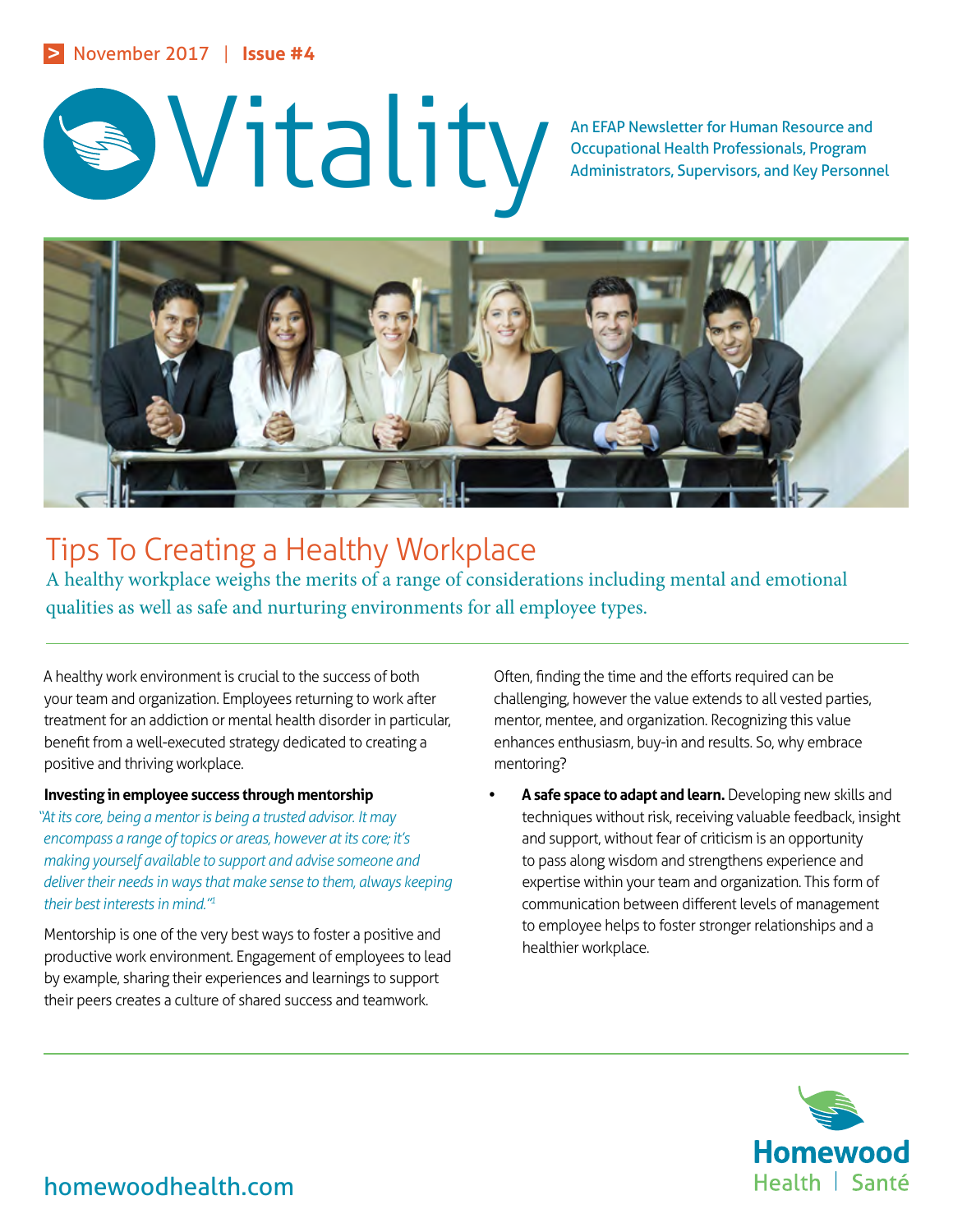November 2017 | Issue #4

# Vitality

An EFAP Newsletter for Human Resource and Occupational Health Professionals, Program Administrators, Supervisors, and Key Personnel

## Tips To Creating a Healthy Workplace

A healthy workplace weighs the merits of a range of considerations including mental and emotional qualities as well as safe and nurturing environments for all employee types.

A healthy work environment is crucial to the success of both your team and organization. Employees returning to work after treatment for an addiction or mental health disorder in particular, benefit from a well-executed strategy dedicated to creating a positive and thriving workplace.

**Investing in employee success through mentorship**

*"At its core, being a mentor is being a trusted advisor. It may encompass a range of topics or areas, however at its core; it's making yourself available to support and advise someone and deliver their needs in ways that make sense to them, always keeping their best interests in mind."*[1]

Mentorship is one of the very best ways to foster a positive and productive work environment. Engagement of employees to lead by example, sharing their experiences and learnings to support their peers creates a culture of shared success and teamwork.

Often, finding the time and the efforts required can be challenging, however the value extends to all vested parties, mentor, mentee, and organization. Recognizing this value enhances enthusiasm, buy-in and results. So, why embrace mentoring?

- **A safe space to adapt and learn.** Developing new skills and techniques without risk, receiving valuable feedback, insight and support, without fear of criticism is an opportunity to pass along wisdom and strengthens experience and expertise within your team and organization. This form of communication between different levels of management to employee helps to foster stronger relationships and a healthier workplace.

homewoodhealth.com

Homewood Health | Santé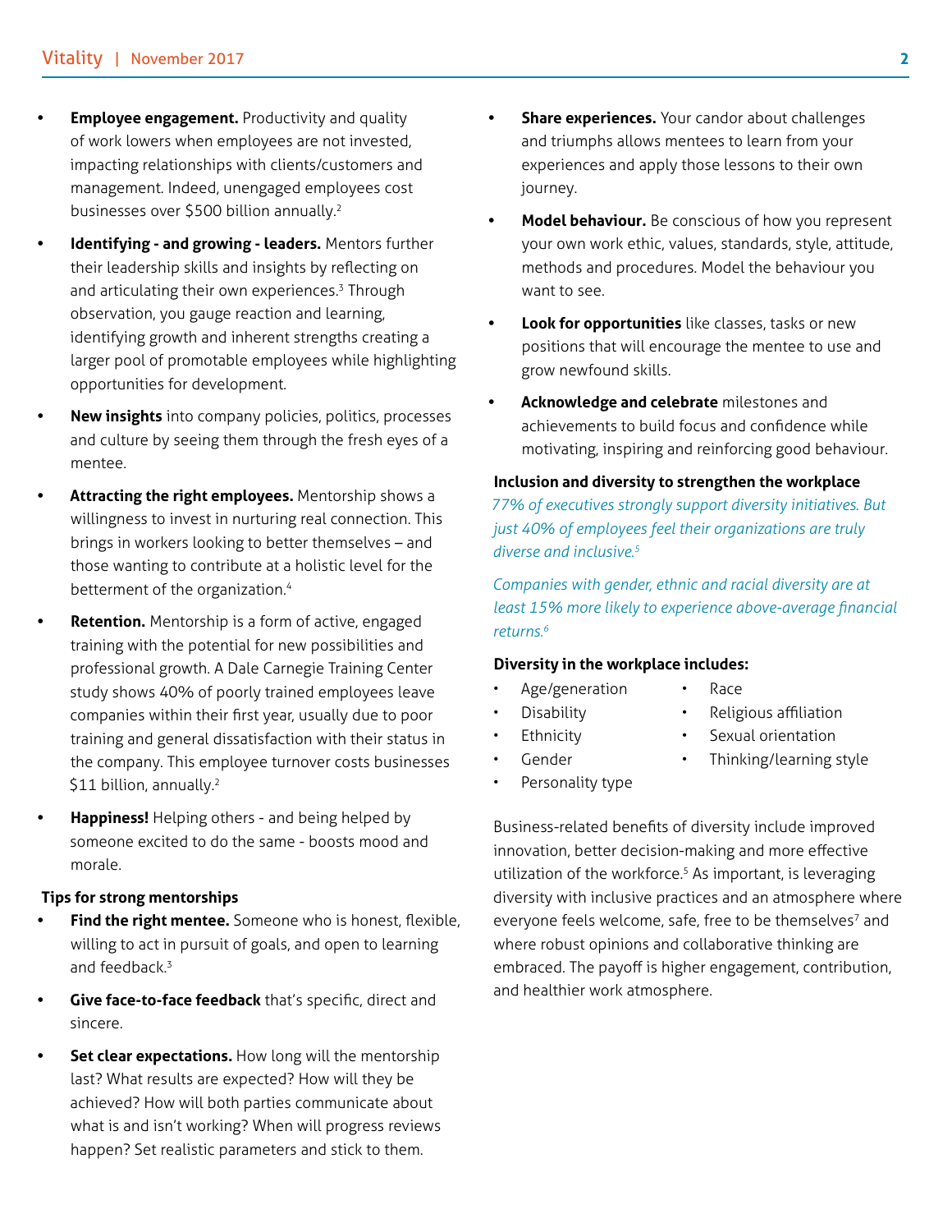- **Employee engagement.** Productivity and quality of work lowers when employees are not invested, impacting relationships with clients/customers and management. Indeed, unengaged employees cost businesses over $500 billion annually.[2]
- **Identifying - and growing - leaders.** Mentors further their leadership skills and insights by reflecting on and articulating their own experiences.[3] Through observation, you gauge reaction and learning, identifying growth and inherent strengths creating a larger pool of promotable employees while highlighting opportunities for development.
- **New insights** into company policies, politics, processes and culture by seeing them through the fresh eyes of a mentee.
- **Attracting the right employees.** Mentorship shows a willingness to invest in nurturing real connection. This brings in workers looking to better themselves – and those wanting to contribute at a holistic level for the betterment of the organization.[4]
- **Retention.** Mentorship is a form of active, engaged training with the potential for new possibilities and professional growth. A Dale Carnegie Training Center study shows 40% of poorly trained employees leave companies within their first year, usually due to poor training and general dissatisfaction with their status in the company. This employee turnover costs businesses $11 billion, annually.[2]
- **Happiness!** Helping others - and being helped by someone excited to do the same - boosts mood and morale.

**Tips for strong mentorships**

- **Find the right mentee.** Someone who is honest, flexible, willing to act in pursuit of goals, and open to learning and feedback.[3]
- **Give face-to-face feedback** that's specific, direct and sincere.
- **Set clear expectations.** How long will the mentorship last? What results are expected? How will they be achieved? How will both parties communicate about what is and isn't working? When will progress reviews happen? Set realistic parameters and stick to them.
- **Share experiences.** Your candor about challenges and triumphs allows mentees to learn from your experiences and apply those lessons to their own journey.
- **Model behaviour.** Be conscious of how you represent your own work ethic, values, standards, style, attitude, methods and procedures. Model the behaviour you want to see.
- **Look for opportunities** like classes, tasks or new positions that will encourage the mentee to use and grow newfound skills.
- **Acknowledge and celebrate** milestones and achievements to build focus and confidence while motivating, inspiring and reinforcing good behaviour.

**Inclusion and diversity to strengthen the workplace**

*77% of executives strongly support diversity initiatives. But just 40% of employees feel their organizations are truly diverse and inclusive.[5]*

*Companies with gender, ethnic and racial diversity are at least 15% more likely to experience above-average financial returns.[6]*

**Diversity in the workplace includes:**

- Age/generation
- Disability
- Ethnicity
- Gender
- Personality type
- Race
- Religious affiliation
- Sexual orientation
- Thinking/learning style

Business-related benefits of diversity include improved innovation, better decision-making and more effective utilization of the workforce.[5] As important, is leveraging diversity with inclusive practices and an atmosphere where everyone feels welcome, safe, free to be themselves[7] and where robust opinions and collaborative thinking are embraced. The payoff is higher engagement, contribution, and healthier work atmosphere.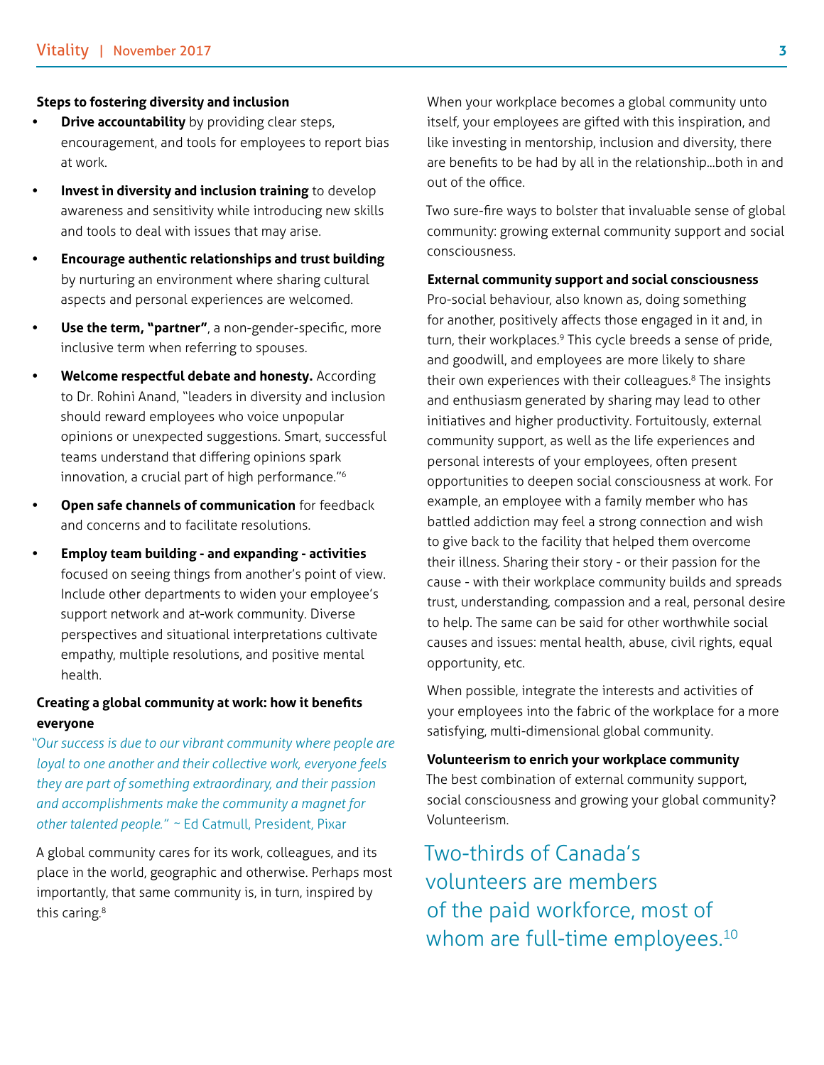### Steps to fostering diversity and inclusion

- **Drive accountability** by providing clear steps, encouragement, and tools for employees to report bias at work.
- **Invest in diversity and inclusion training** to develop awareness and sensitivity while introducing new skills and tools to deal with issues that may arise.
- **Encourage authentic relationships and trust building** by nurturing an environment where sharing cultural aspects and personal experiences are welcomed.
- **Use the term, "partner"**, a non-gender-specific, more inclusive term when referring to spouses.
- **Welcome respectful debate and honesty.** According to Dr. Rohini Anand, "leaders in diversity and inclusion should reward employees who voice unpopular opinions or unexpected suggestions. Smart, successful teams understand that differing opinions spark innovation, a crucial part of high performance."[6]
- **Open safe channels of communication** for feedback and concerns and to facilitate resolutions.
- **Employ team building - and expanding - activities** focused on seeing things from another's point of view. Include other departments to widen your employee's support network and at-work community. Diverse perspectives and situational interpretations cultivate empathy, multiple resolutions, and positive mental health.

### Creating a global community at work: how it benefits everyone

*"Our success is due to our vibrant community where people are loyal to one another and their collective work, everyone feels they are part of something extraordinary, and their passion and accomplishments make the community a magnet for other talented people."* ~ Ed Catmull, President, Pixar

A global community cares for its work, colleagues, and its place in the world, geographic and otherwise. Perhaps most importantly, that same community is, in turn, inspired by this caring.[8]

When your workplace becomes a global community unto itself, your employees are gifted with this inspiration, and like investing in mentorship, inclusion and diversity, there are benefits to be had by all in the relationship...both in and out of the office.

Two sure-fire ways to bolster that invaluable sense of global community: growing external community support and social consciousness.

### External community support and social consciousness

Pro-social behaviour, also known as, doing something for another, positively affects those engaged in it and, in turn, their workplaces.[9] This cycle breeds a sense of pride, and goodwill, and employees are more likely to share their own experiences with their colleagues.[8] The insights and enthusiasm generated by sharing may lead to other initiatives and higher productivity. Fortuitously, external community support, as well as the life experiences and personal interests of your employees, often present opportunities to deepen social consciousness at work. For example, an employee with a family member who has battled addiction may feel a strong connection and wish to give back to the facility that helped them overcome their illness. Sharing their story - or their passion for the cause - with their workplace community builds and spreads trust, understanding, compassion and a real, personal desire to help. The same can be said for other worthwhile social causes and issues: mental health, abuse, civil rights, equal opportunity, etc.

When possible, integrate the interests and activities of your employees into the fabric of the workplace for a more satisfying, multi-dimensional global community.

### Volunteerism to enrich your workplace community

The best combination of external community support, social consciousness and growing your global community? Volunteerism.

> Two-thirds of Canada's volunteers are members of the paid workforce, most of whom are full-time employees.[10]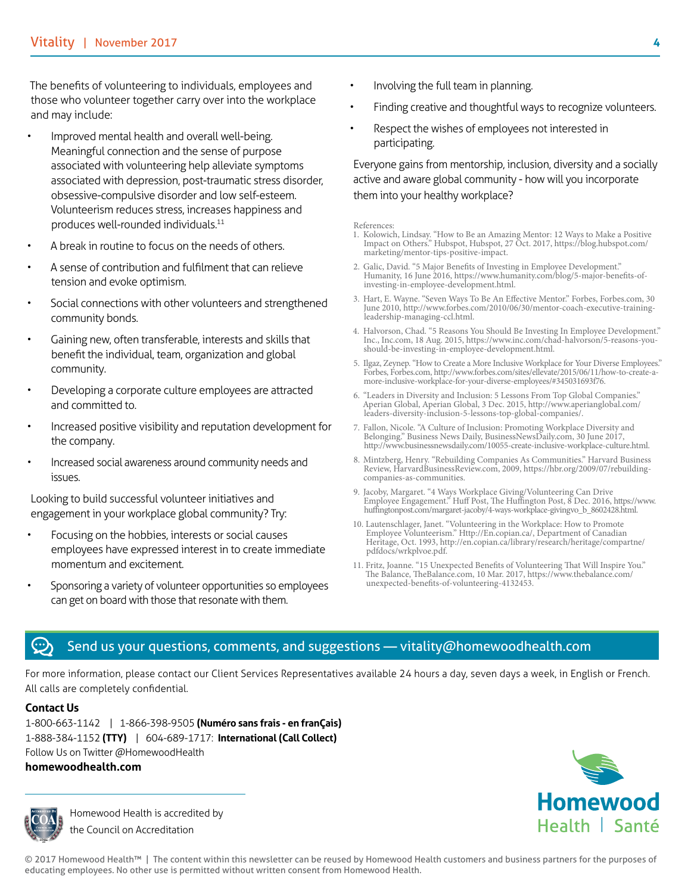The benefits of volunteering to individuals, employees and those who volunteer together carry over into the workplace and may include:

- Improved mental health and overall well-being. Meaningful connection and the sense of purpose associated with volunteering help alleviate symptoms associated with depression, post-traumatic stress disorder, obsessive-compulsive disorder and low self-esteem. Volunteerism reduces stress, increases happiness and produces well-rounded individuals.[11]
- A break in routine to focus on the needs of others.
- A sense of contribution and fulfilment that can relieve tension and evoke optimism.
- Social connections with other volunteers and strengthened community bonds.
- Gaining new, often transferable, interests and skills that benefit the individual, team, organization and global community.
- Developing a corporate culture employees are attracted and committed to.
- Increased positive visibility and reputation development for the company.
- Increased social awareness around community needs and issues.

Looking to build successful volunteer initiatives and engagement in your workplace global community? Try:

- Focusing on the hobbies, interests or social causes employees have expressed interest in to create immediate momentum and excitement.
- Sponsoring a variety of volunteer opportunities so employees can get on board with those that resonate with them.
- Involving the full team in planning.
- Finding creative and thoughtful ways to recognize volunteers.
- Respect the wishes of employees not interested in participating.

Everyone gains from mentorship, inclusion, diversity and a socially active and aware global community - how will you incorporate them into your healthy workplace?

References:

1. Kolowich, Lindsay. "How to Be an Amazing Mentor: 12 Ways to Make a Positive Impact on Others." Hubspot, Hubspot, 27 Oct. 2017, https://blog.hubspot.com/marketing/mentor-tips-positive-impact.
2. Galic, David. "5 Major Benefits of Investing in Employee Development." Humanity, 16 June 2016, https://www.humanity.com/blog/5-major-benefits-of-investing-in-employee-development.html.
3. Hart, E. Wayne. "Seven Ways To Be An Effective Mentor." Forbes, Forbes.com, 30 June 2010, http://www.forbes.com/2010/06/30/mentor-coach-executive-training-leadership-managing-ccl.html.
4. Halvorson, Chad. "5 Reasons You Should Be Investing In Employee Development." Inc., Inc.com, 18 Aug. 2015, https://www.inc.com/chad-halvorson/5-reasons-you-should-be-investing-in-employee-development.html.
5. Ilgaz, Zeynep. "How to Create a More Inclusive Workplace for Your Diverse Employees." Forbes, Forbes.com, http://www.forbes.com/sites/ellevate/2015/06/11/how-to-create-a-more-inclusive-workplace-for-your-diverse-employees/#345031693f76.
6. "Leaders in Diversity and Inclusion: 5 Lessons From Top Global Companies." Aperian Global, Aperian Global, 3 Dec. 2015, http://www.aperianglobal.com/leaders-diversity-inclusion-5-lessons-top-global-companies/.
7. Fallon, Nicole. "A Culture of Inclusion: Promoting Workplace Diversity and Belonging." Business News Daily, BusinessNewsDaily.com, 30 June 2017, http://www.businessnewsdaily.com/10055-create-inclusive-workplace-culture.html.
8. Mintzberg, Henry. "Rebuilding Companies As Communities." Harvard Business Review, HarvardBusinessReview.com, 2009, https://hbr.org/2009/07/rebuilding-companies-as-communities.
9. Jacoby, Margaret. "4 Ways Workplace Giving/Volunteering Can Drive Employee Engagement." Huff Post, The Huffington Post, 8 Dec. 2016, https://www.huffingtonpost.com/margaret-jacoby/4-ways-workplace-givingvo_b_8602428.html.
10. Lautenschlager, Janet. "Volunteering in the Workplace: How to Promote Employee Volunteerism." Http://En.copian.ca/, Department of Canadian Heritage, Oct. 1993, http://en.copian.ca/library/research/heritage/compartne/pdfdocs/wrkplvoe.pdf.
11. Fritz, Joanne. "15 Unexpected Benefits of Volunteering That Will Inspire You." The Balance, TheBalance.com, 10 Mar. 2017, https://www.thebalance.com/unexpected-benefits-of-volunteering-4132453.

Send us your questions, comments, and suggestions — vitality@homewoodhealth.com

For more information, please contact our Client Services Representatives available 24 hours a day, seven days a week, in English or French. All calls are completely confidential.

**Contact Us**

1-800-663-1142 | 1-866-398-9505 **(Numéro sans frais - en franÇais)**
1-888-384-1152 **(TTY)** | 604-689-1717: **International (Call Collect)**
Follow Us on Twitter @HomewoodHealth
**homewoodhealth.com**

Homewood Health is accredited by the Council on Accreditation

Homewood Health | Santé

© 2017 Homewood Health™ | The content within this newsletter can be reused by Homewood Health customers and business partners for the purposes of educating employees. No other use is permitted without written consent from Homewood Health.